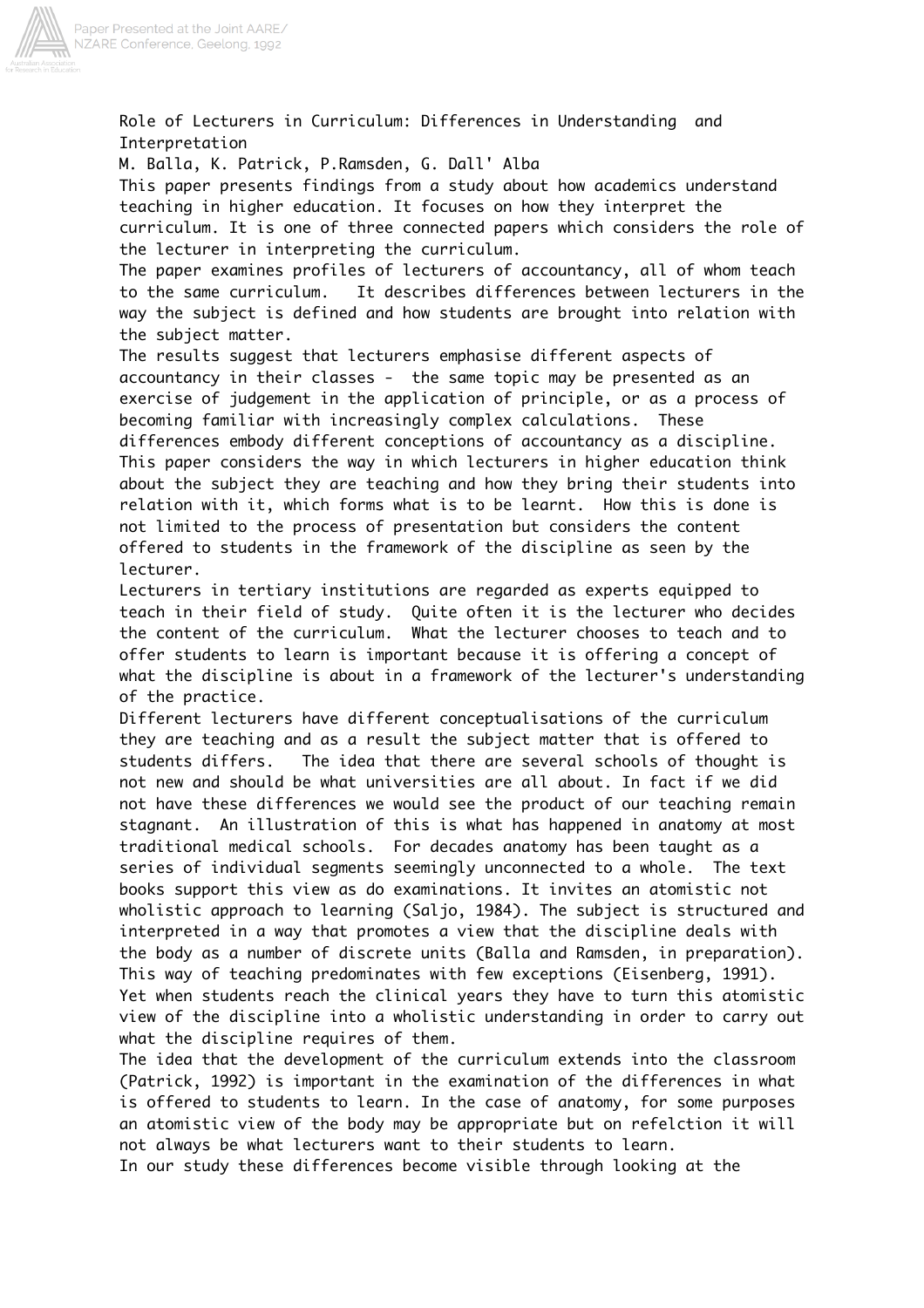# Role of Lecturers in Curriculum: Differences in Understanding and Interpretation

M. Balla, K. Patrick, P.Ramsden, G. Dall' Alba

This paper presents findings from a study about how academics understand teaching in higher education. It focuses on how they interpret the curriculum. It is one of three connected papers which considers the role of the lecturer in interpreting the curriculum.

The paper examines profiles of lecturers of accountancy, all of whom teach to the same curriculum. It describes differences between lecturers in the way the subject is defined and how students are brought into relation with the subject matter.

The results suggest that lecturers emphasise different aspects of accountancy in their classes - the same topic may be presented as an exercise of judgement in the application of principle, or as a process of becoming familiar with increasingly complex calculations. These differences embody different conceptions of accountancy as a discipline.

This paper considers the way in which lecturers in higher education think about the subject they are teaching and how they bring their students into relation with it, which forms what is to be learnt. How this is done is not limited to the process of presentation but considers the content offered to students in the framework of the discipline as seen by the lecturer.

Lecturers in tertiary institutions are regarded as experts equipped to teach in their field of study. Quite often it is the lecturer who decides the content of the curriculum. What the lecturer chooses to teach and to offer students to learn is important because it is offering a concept of what the discipline is about in a framework of the lecturer's understanding of the practice.

Different lecturers have different conceptualisations of the curriculum they are teaching and as a result the subject matter that is offered to students differs. The idea that there are several schools of thought is not new and should be what universities are all about. In fact if we did not have these differences we would see the product of our teaching remain stagnant. An illustration of this is what has happened in anatomy at most traditional medical schools. For decades anatomy has been taught as a series of individual segments seemingly unconnected to a whole. The text books support this view as do examinations. It invites an atomistic not wholistic approach to learning (Saljo, 1984). The subject is structured and interpreted in a way that promotes a view that the discipline deals with the body as a number of discrete units (Balla and Ramsden, in preparation). This way of teaching predominates with few exceptions (Eisenberg, 1991). Yet when students reach the clinical years they have to turn this atomistic view of the discipline into a wholistic understanding in order to carry out what the discipline requires of them.

The idea that the development of the curriculum extends into the classroom (Patrick, 1992) is important in the examination of the differences in what is offered to students to learn. In the case of anatomy, for some purposes an atomistic view of the body may be appropriate but on refelction it will not always be what lecturers want to their students to learn.

In our study these differences become visible through looking at the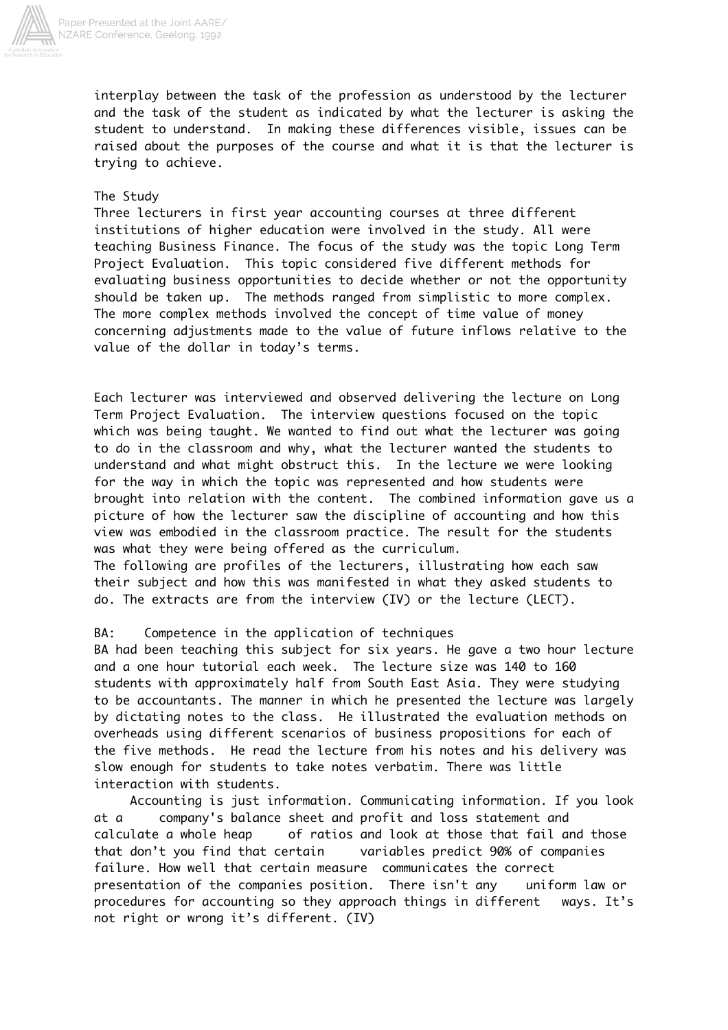interplay between the task of the profession as understood by the lecturer and the task of the student as indicated by what the lecturer is asking the student to understand. In making these differences visible, issues can be raised about the purposes of the course and what it is that the lecturer is trying to achieve.

## The Study

Three lecturers in first year accounting courses at three different institutions of higher education were involved in the study. All were teaching Business Finance. The focus of the study was the topic Long Term Project Evaluation. This topic considered five different methods for evaluating business opportunities to decide whether or not the opportunity should be taken up. The methods ranged from simplistic to more complex. The more complex methods involved the concept of time value of money concerning adjustments made to the value of future inflows relative to the value of the dollar in today's terms.

Each lecturer was interviewed and observed delivering the lecture on Long Term Project Evaluation. The interview questions focused on the topic which was being taught. We wanted to find out what the lecturer was going to do in the classroom and why, what the lecturer wanted the students to understand and what might obstruct this. In the lecture we were looking for the way in which the topic was represented and how students were brought into relation with the content. The combined information gave us a picture of how the lecturer saw the discipline of accounting and how this view was embodied in the classroom practice. The result for the students was what they were being offered as the curriculum.

The following are profiles of the lecturers, illustrating how each saw their subject and how this was manifested in what they asked students to do. The extracts are from the interview (IV) or the lecture (LECT).

### BA: Competence in the application of techniques

BA had been teaching this subject for six years. He gave a two hour lecture and a one hour tutorial each week. The lecture size was 140 to 160 students with approximately half from South East Asia. They were studying to be accountants. The manner in which he presented the lecture was largely by dictating notes to the class. He illustrated the evaluation methods on overheads using different scenarios of business propositions for each of the five methods. He read the lecture from his notes and his delivery was slow enough for students to take notes verbatim. There was little interaction with students.

> Accounting is just information. Communicating information. If you look at a company's balance sheet and profit and loss statement and calculate a whole heap of ratios and look at those that fail and those that don't you find that certain variables predict 90% of companies failure. How well that certain measure communicates the correct presentation of the companies position. There isn't any uniform law or procedures for accounting so they approach things in different ways. It's not right or wrong it's different. (IV)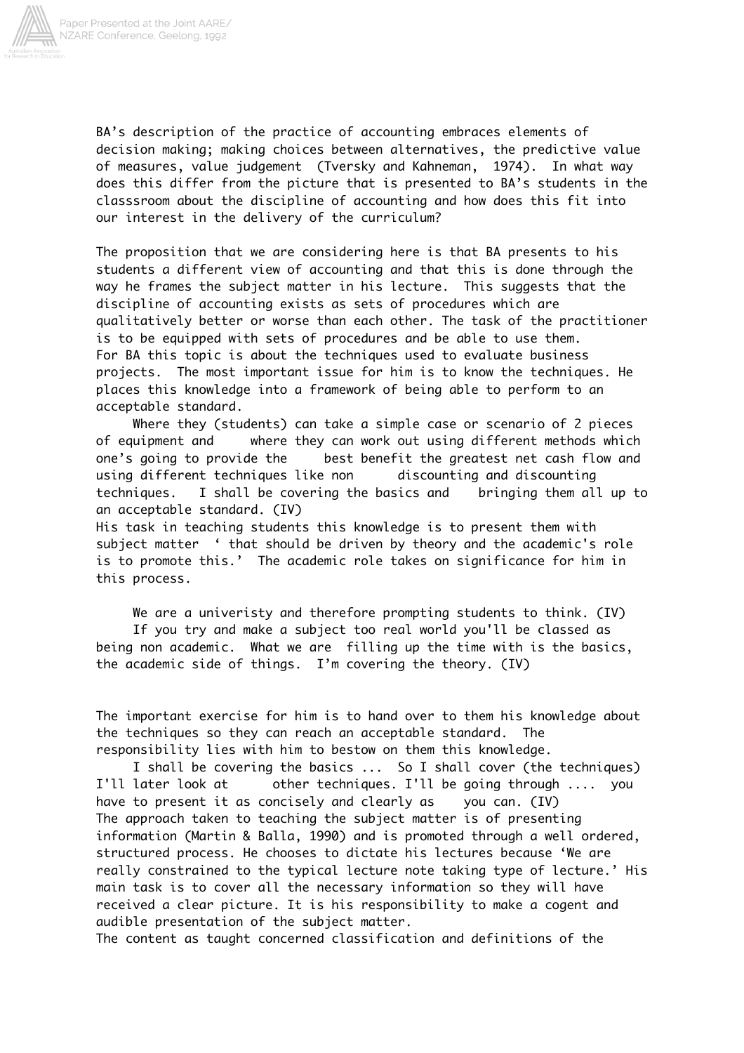BA's description of the practice of accounting embraces elements of decision making; making choices between alternatives, the predictive value of measures, value judgement (Tversky and Kahneman, 1974). In what way does this differ from the picture that is presented to BA's students in the classsroom about the discipline of accounting and how does this fit into our interest in the delivery of the curriculum?

The proposition that we are considering here is that BA presents to his students a different view of accounting and that this is done through the way he frames the subject matter in his lecture. This suggests that the discipline of accounting exists as sets of procedures which are qualitatively better or worse than each other. The task of the practitioner is to be equipped with sets of procedures and be able to use them. For BA this topic is about the techniques used to evaluate business projects. The most important issue for him is to know the techniques. He places this knowledge into a framework of being able to perform to an acceptable standard.

> Where they (students) can take a simple case or scenario of 2 pieces of equipment and where they can work out using different methods which one's going to provide the best benefit the greatest net cash flow and using different techniques like non discounting and discounting techniques. I shall be covering the basics and bringing them all up to an acceptable standard. (IV)

His task in teaching students this knowledge is to present them with subject matter ' that should be driven by theory and the academic's role is to promote this.' The academic role takes on significance for him in this process.

> We are a univeristy and therefore prompting students to think. (IV)
>
> If you try and make a subject too real world you'll be classed as being non academic. What we are filling up the time with is the basics, the academic side of things. I'm covering the theory. (IV)

The important exercise for him is to hand over to them his knowledge about the techniques so they can reach an acceptable standard. The responsibility lies with him to bestow on them this knowledge.

> I shall be covering the basics ... So I shall cover (the techniques) I'll later look at other techniques. I'll be going through .... you have to present it as concisely and clearly as you can. (IV)

The approach taken to teaching the subject matter is of presenting information (Martin & Balla, 1990) and is promoted through a well ordered, structured process. He chooses to dictate his lectures because 'We are really constrained to the typical lecture note taking type of lecture.' His main task is to cover all the necessary information so they will have received a clear picture. It is his responsibility to make a cogent and audible presentation of the subject matter.

The content as taught concerned classification and definitions of the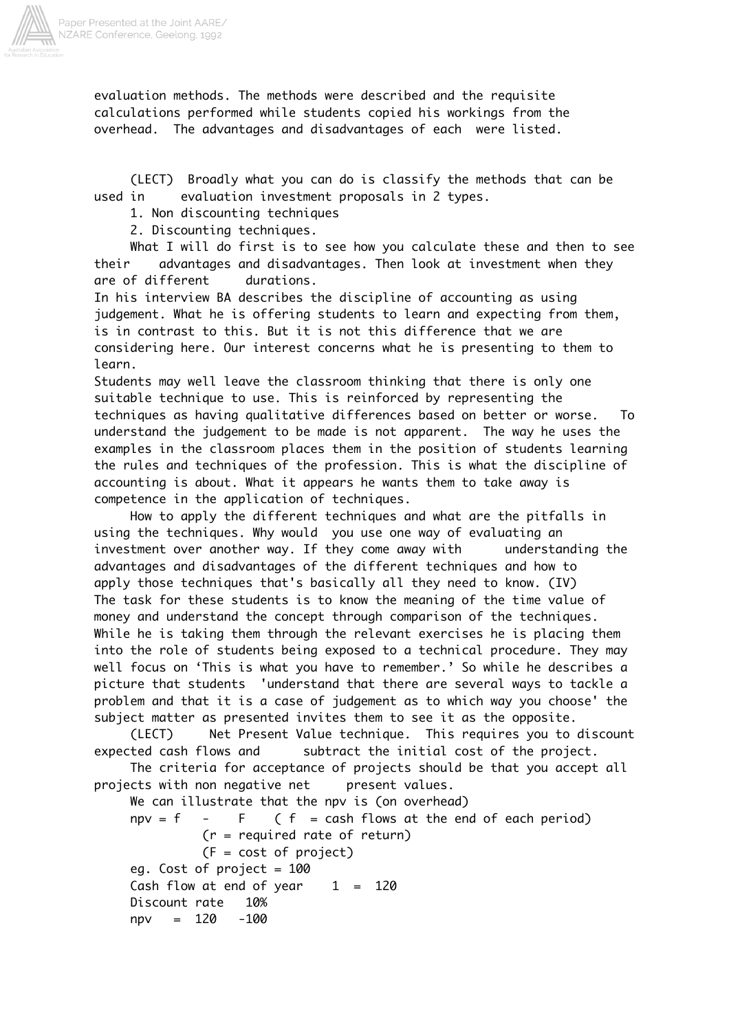evaluation methods. The methods were described and the requisite calculations performed while students copied his workings from the overhead. The advantages and disadvantages of each were listed.

(LECT) Broadly what you can do is classify the methods that can be used in evaluation investment proposals in 2 types.

1. Non discounting techniques
2. Discounting techniques.

What I will do first is to see how you calculate these and then to see their advantages and disadvantages. Then look at investment when they are of different durations.

In his interview BA describes the discipline of accounting as using judgement. What he is offering students to learn and expecting from them, is in contrast to this. But it is not this difference that we are considering here. Our interest concerns what he is presenting to them to learn.

Students may well leave the classroom thinking that there is only one suitable technique to use. This is reinforced by representing the techniques as having qualitative differences based on better or worse. To understand the judgement to be made is not apparent. The way he uses the examples in the classroom places them in the position of students learning the rules and techniques of the profession. This is what the discipline of accounting is about. What it appears he wants them to take away is competence in the application of techniques.

How to apply the different techniques and what are the pitfalls in using the techniques. Why would you use one way of evaluating an investment over another way. If they come away with understanding the advantages and disadvantages of the different techniques and how to apply those techniques that's basically all they need to know. (IV)

The task for these students is to know the meaning of the time value of money and understand the concept through comparison of the techniques. While he is taking them through the relevant exercises he is placing them into the role of students being exposed to a technical procedure. They may well focus on 'This is what you have to remember.' So while he describes a picture that students 'understand that there are several ways to tackle a problem and that it is a case of judgement as to which way you choose' the subject matter as presented invites them to see it as the opposite.

(LECT) Net Present Value technique. This requires you to discount expected cash flows and subtract the initial cost of the project.

The criteria for acceptance of projects should be that you accept all projects with non negative net present values.

We can illustrate that the npv is (on overhead)

npv = f - F ( f = cash flows at the end of each period)
(r = required rate of return)
(F = cost of project)

eg. Cost of project = 100
Cash flow at end of year 1 = 120
Discount rate 10%
npv = 120 -100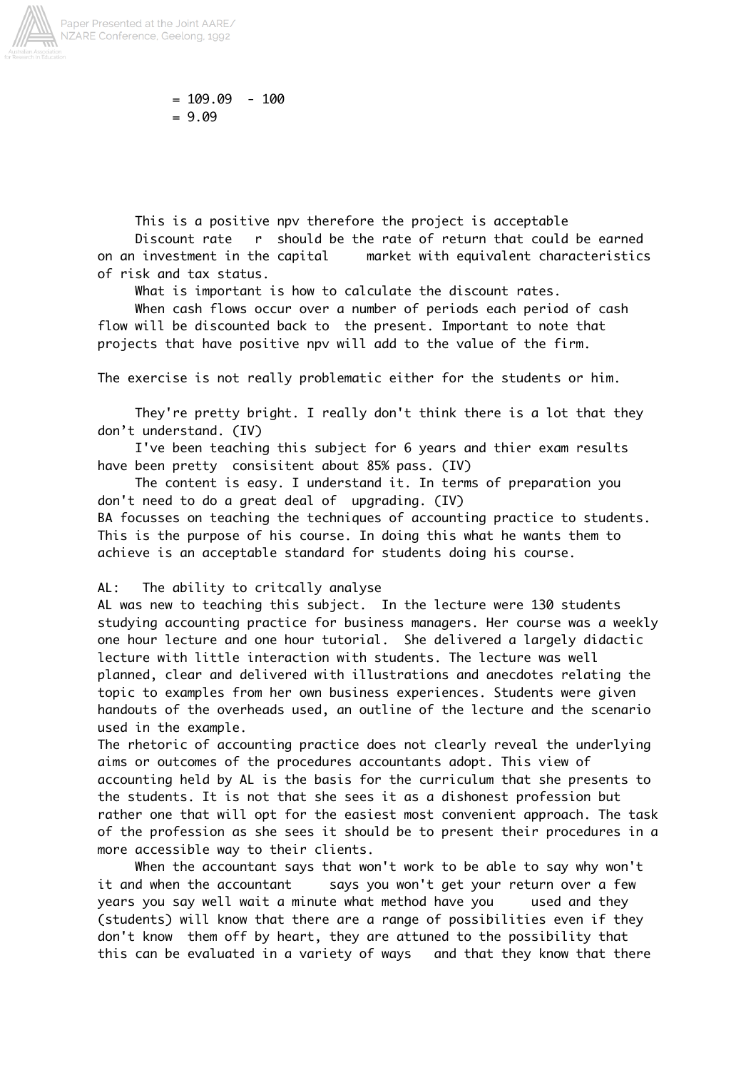$= 109.09 - 100$
$= 9.09$

This is a positive npv therefore the project is acceptable

Discount rate r should be the rate of return that could be earned on an investment in the capital market with equivalent characteristics of risk and tax status.

What is important is how to calculate the discount rates.

When cash flows occur over a number of periods each period of cash flow will be discounted back to the present. Important to note that projects that have positive npv will add to the value of the firm.

The exercise is not really problematic either for the students or him.

They're pretty bright. I really don't think there is a lot that they don't understand. (IV)

I've been teaching this subject for 6 years and thier exam results have been pretty consisitent about 85% pass. (IV)

The content is easy. I understand it. In terms of preparation you don't need to do a great deal of upgrading. (IV)

BA focusses on teaching the techniques of accounting practice to students. This is the purpose of his course. In doing this what he wants them to achieve is an acceptable standard for students doing his course.

AL: The ability to critcally analyse

AL was new to teaching this subject. In the lecture were 130 students studying accounting practice for business managers. Her course was a weekly one hour lecture and one hour tutorial. She delivered a largely didactic lecture with little interaction with students. The lecture was well planned, clear and delivered with illustrations and anecdotes relating the topic to examples from her own business experiences. Students were given handouts of the overheads used, an outline of the lecture and the scenario used in the example.

The rhetoric of accounting practice does not clearly reveal the underlying aims or outcomes of the procedures accountants adopt. This view of accounting held by AL is the basis for the curriculum that she presents to the students. It is not that she sees it as a dishonest profession but rather one that will opt for the easiest most convenient approach. The task of the profession as she sees it should be to present their procedures in a more accessible way to their clients.

When the accountant says that won't work to be able to say why won't it and when the accountant says you won't get your return over a few years you say well wait a minute what method have you used and they (students) will know that there are a range of possibilities even if they don't know them off by heart, they are attuned to the possibility that this can be evaluated in a variety of ways and that they know that there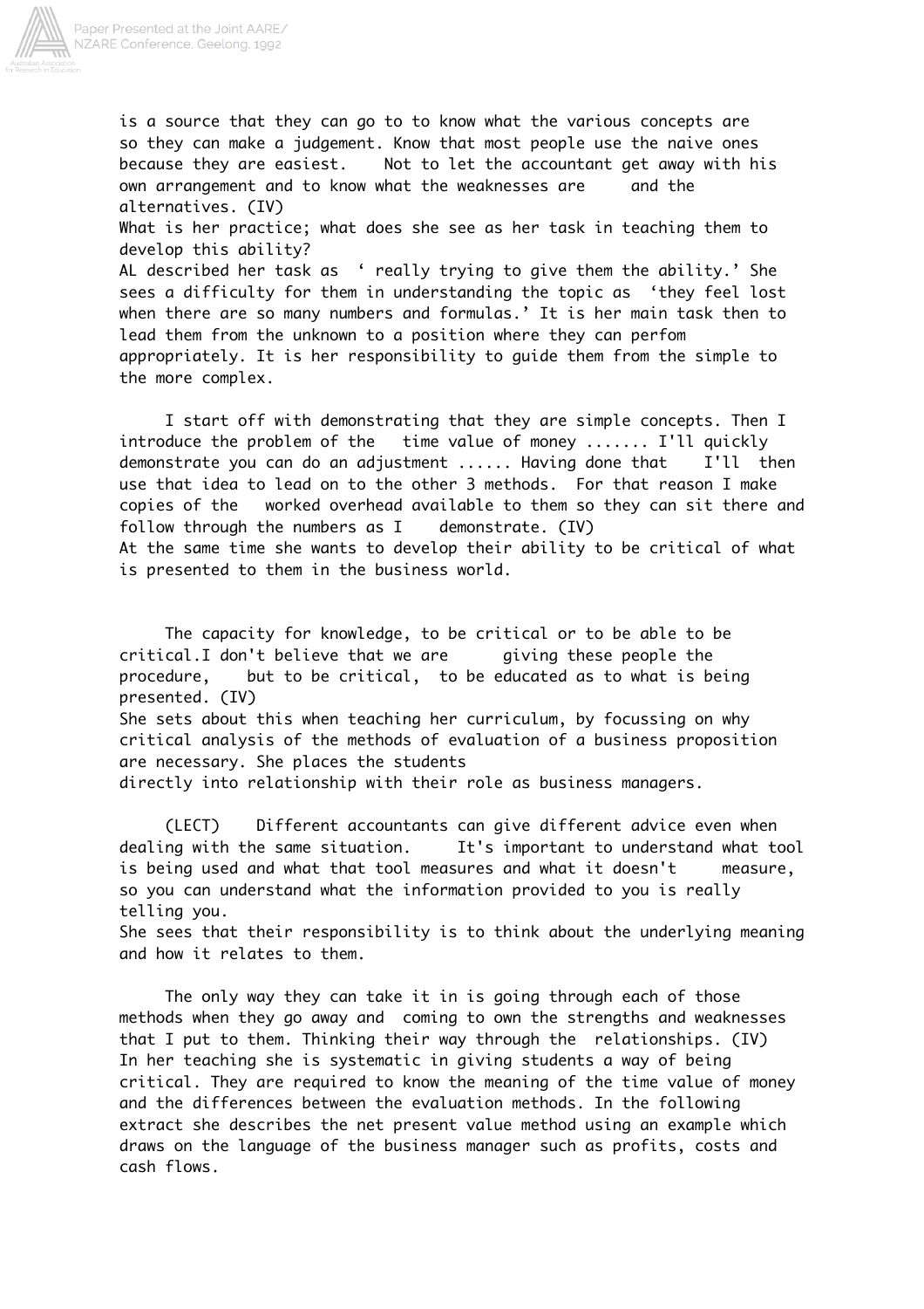is a source that they can go to to know what the various concepts are so they can make a judgement. Know that most people use the naive ones because they are easiest. Not to let the accountant get away with his own arrangement and to know what the weaknesses are and the alternatives. (IV)

What is her practice; what does she see as her task in teaching them to develop this ability?

AL described her task as ‘ really trying to give them the ability.’ She sees a difficulty for them in understanding the topic as ‘they feel lost when there are so many numbers and formulas.’ It is her main task then to lead them from the unknown to a position where they can perfom appropriately. It is her responsibility to guide them from the simple to the more complex.

> I start off with demonstrating that they are simple concepts. Then I introduce the problem of the time value of money ....... I'll quickly demonstrate you can do an adjustment ...... Having done that I'll then use that idea to lead on to the other 3 methods. For that reason I make copies of the worked overhead available to them so they can sit there and follow through the numbers as I demonstrate. (IV)

At the same time she wants to develop their ability to be critical of what is presented to them in the business world.

> The capacity for knowledge, to be critical or to be able to be critical.I don't believe that we are giving these people the procedure, but to be critical, to be educated as to what is being presented. (IV)

She sets about this when teaching her curriculum, by focussing on why critical analysis of the methods of evaluation of a business proposition are necessary. She places the students directly into relationship with their role as business managers.

> (LECT) Different accountants can give different advice even when dealing with the same situation. It's important to understand what tool is being used and what that tool measures and what it doesn't measure, so you can understand what the information provided to you is really telling you.

She sees that their responsibility is to think about the underlying meaning and how it relates to them.

> The only way they can take it in is going through each of those methods when they go away and coming to own the strengths and weaknesses that I put to them. Thinking their way through the relationships. (IV)

In her teaching she is systematic in giving students a way of being critical. They are required to know the meaning of the time value of money and the differences between the evaluation methods. In the following extract she describes the net present value method using an example which draws on the language of the business manager such as profits, costs and cash flows.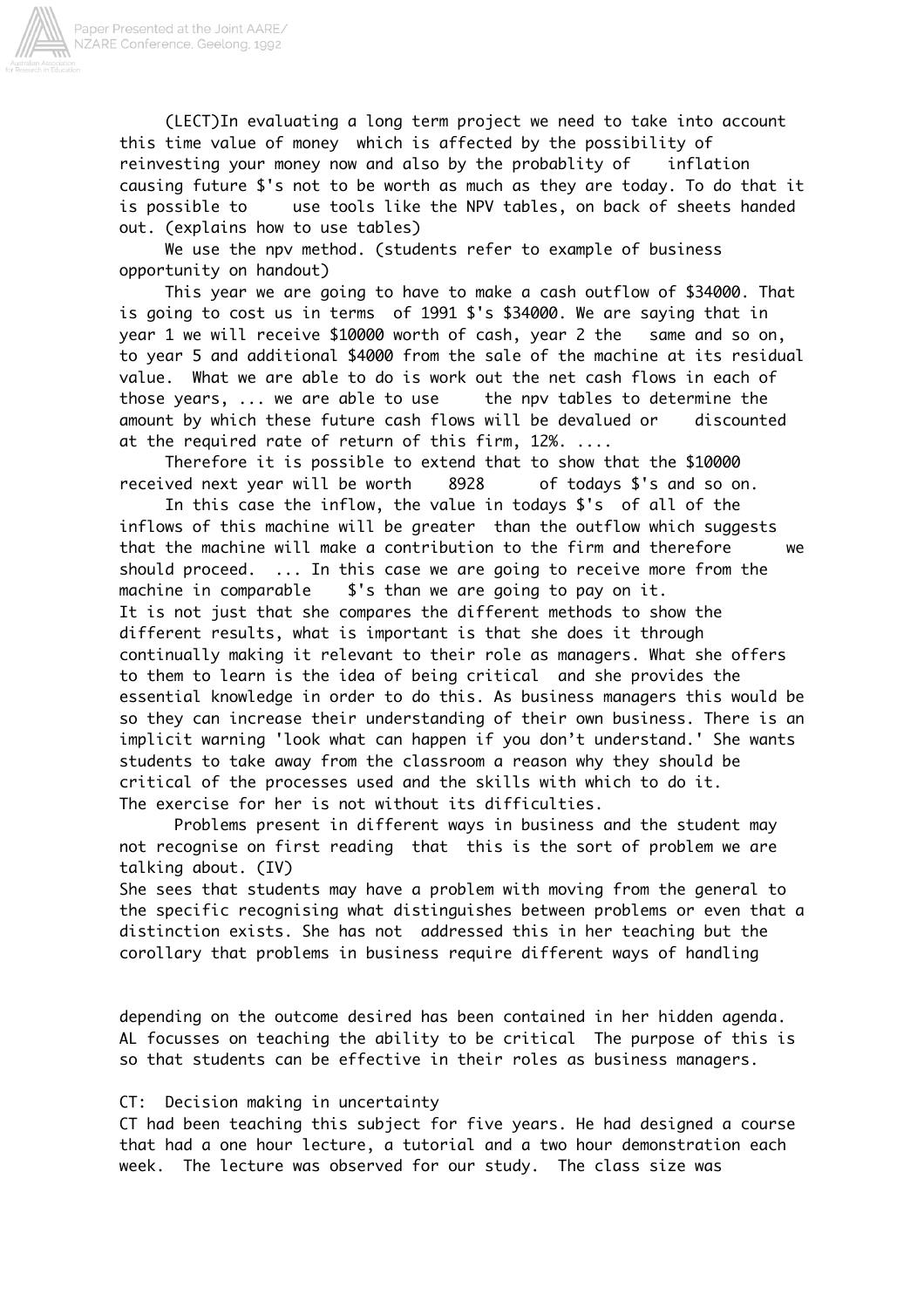(LECT)In evaluating a long term project we need to take into account this time value of money which is affected by the possibility of reinvesting your money now and also by the probablity of inflation causing future $'s not to be worth as much as they are today. To do that it is possible to use tools like the NPV tables, on back of sheets handed out. (explains how to use tables)

We use the npv method. (students refer to example of business opportunity on handout)

This year we are going to have to make a cash outflow of $34000. That is going to cost us in terms of 1991 $'s $34000. We are saying that in year 1 we will receive $10000 worth of cash, year 2 the same and so on, to year 5 and additional $4000 from the sale of the machine at its residual value. What we are able to do is work out the net cash flows in each of those years, ... we are able to use the npv tables to determine the amount by which these future cash flows will be devalued or discounted at the required rate of return of this firm, 12%. ....

Therefore it is possible to extend that to show that the $10000 received next year will be worth 8928 of todays $'s and so on.

In this case the inflow, the value in todays $'s of all of the inflows of this machine will be greater than the outflow which suggests that the machine will make a contribution to the firm and therefore we should proceed. ... In this case we are going to receive more from the machine in comparable $'s than we are going to pay on it.

It is not just that she compares the different methods to show the different results, what is important is that she does it through continually making it relevant to their role as managers. What she offers to them to learn is the idea of being critical and she provides the essential knowledge in order to do this. As business managers this would be so they can increase their understanding of their own business. There is an implicit warning 'look what can happen if you don't understand.' She wants students to take away from the classroom a reason why they should be critical of the processes used and the skills with which to do it.

The exercise for her is not without its difficulties.

Problems present in different ways in business and the student may not recognise on first reading that this is the sort of problem we are talking about. (IV)

She sees that students may have a problem with moving from the general to the specific recognising what distinguishes between problems or even that a distinction exists. She has not addressed this in her teaching but the corollary that problems in business require different ways of handling depending on the outcome desired has been contained in her hidden agenda. AL focusses on teaching the ability to be critical The purpose of this is so that students can be effective in their roles as business managers.

CT: Decision making in uncertainty

CT had been teaching this subject for five years. He had designed a course that had a one hour lecture, a tutorial and a two hour demonstration each week. The lecture was observed for our study. The class size was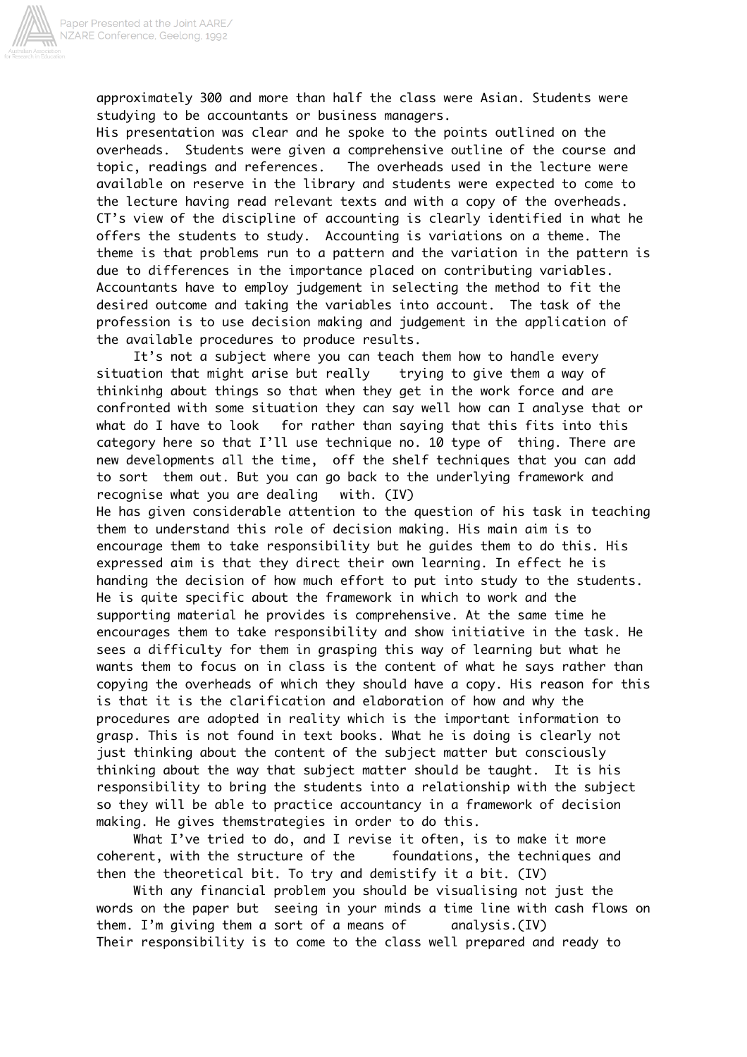approximately 300 and more than half the class were Asian. Students were studying to be accountants or business managers.

His presentation was clear and he spoke to the points outlined on the overheads. Students were given a comprehensive outline of the course and topic, readings and references. The overheads used in the lecture were available on reserve in the library and students were expected to come to the lecture having read relevant texts and with a copy of the overheads. CT's view of the discipline of accounting is clearly identified in what he offers the students to study. Accounting is variations on a theme. The theme is that problems run to a pattern and the variation in the pattern is due to differences in the importance placed on contributing variables. Accountants have to employ judgement in selecting the method to fit the desired outcome and taking the variables into account. The task of the profession is to use decision making and judgement in the application of the available procedures to produce results.

> It's not a subject where you can teach them how to handle every situation that might arise but really trying to give them a way of thinkinhg about things so that when they get in the work force and are confronted with some situation they can say well how can I analyse that or what do I have to look for rather than saying that this fits into this category here so that I'll use technique no. 10 type of thing. There are new developments all the time, off the shelf techniques that you can add to sort them out. But you can go back to the underlying framework and recognise what you are dealing with. (IV)

He has given considerable attention to the question of his task in teaching them to understand this role of decision making. His main aim is to encourage them to take responsibility but he guides them to do this. His expressed aim is that they direct their own learning. In effect he is handing the decision of how much effort to put into study to the students. He is quite specific about the framework in which to work and the supporting material he provides is comprehensive. At the same time he encourages them to take responsibility and show initiative in the task. He sees a difficulty for them in grasping this way of learning but what he wants them to focus on in class is the content of what he says rather than copying the overheads of which they should have a copy. His reason for this is that it is the clarification and elaboration of how and why the procedures are adopted in reality which is the important information to grasp. This is not found in text books. What he is doing is clearly not just thinking about the content of the subject matter but consciously thinking about the way that subject matter should be taught. It is his responsibility to bring the students into a relationship with the subject so they will be able to practice accountancy in a framework of decision making. He gives themstrategies in order to do this.

> What I've tried to do, and I revise it often, is to make it more coherent, with the structure of the foundations, the techniques and then the theoretical bit. To try and demistify it a bit. (IV)

> With any financial problem you should be visualising not just the words on the paper but seeing in your minds a time line with cash flows on them. I'm giving them a sort of a means of analysis.(IV)

Their responsibility is to come to the class well prepared and ready to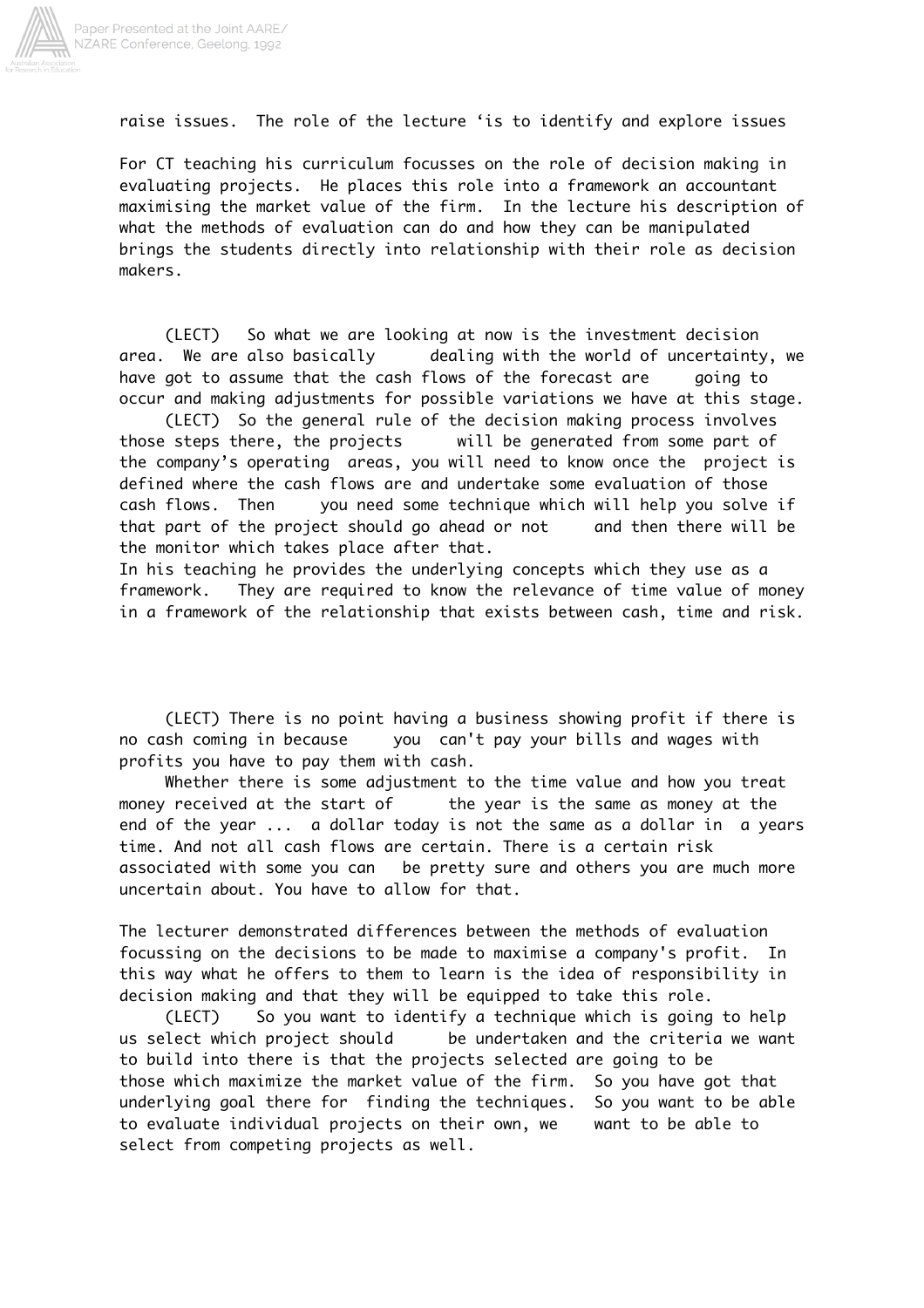raise issues. The role of the lecture 'is to identify and explore issues

For CT teaching his curriculum focusses on the role of decision making in evaluating projects. He places this role into a framework an accountant maximising the market value of the firm. In the lecture his description of what the methods of evaluation can do and how they can be manipulated brings the students directly into relationship with their role as decision makers.

(LECT) So what we are looking at now is the investment decision area. We are also basically dealing with the world of uncertainty, we have got to assume that the cash flows of the forecast are going to occur and making adjustments for possible variations we have at this stage.

(LECT) So the general rule of the decision making process involves those steps there, the projects will be generated from some part of the company's operating areas, you will need to know once the project is defined where the cash flows are and undertake some evaluation of those cash flows. Then you need some technique which will help you solve if that part of the project should go ahead or not and then there will be the monitor which takes place after that.

In his teaching he provides the underlying concepts which they use as a framework. They are required to know the relevance of time value of money in a framework of the relationship that exists between cash, time and risk.

(LECT) There is no point having a business showing profit if there is no cash coming in because you can't pay your bills and wages with profits you have to pay them with cash.

Whether there is some adjustment to the time value and how you treat money received at the start of the year is the same as money at the end of the year ... a dollar today is not the same as a dollar in a years time. And not all cash flows are certain. There is a certain risk associated with some you can be pretty sure and others you are much more uncertain about. You have to allow for that.

The lecturer demonstrated differences between the methods of evaluation focussing on the decisions to be made to maximise a company's profit. In this way what he offers to them to learn is the idea of responsibility in decision making and that they will be equipped to take this role.

(LECT) So you want to identify a technique which is going to help us select which project should be undertaken and the criteria we want to build into there is that the projects selected are going to be those which maximize the market value of the firm. So you have got that underlying goal there for finding the techniques. So you want to be able to evaluate individual projects on their own, we want to be able to select from competing projects as well.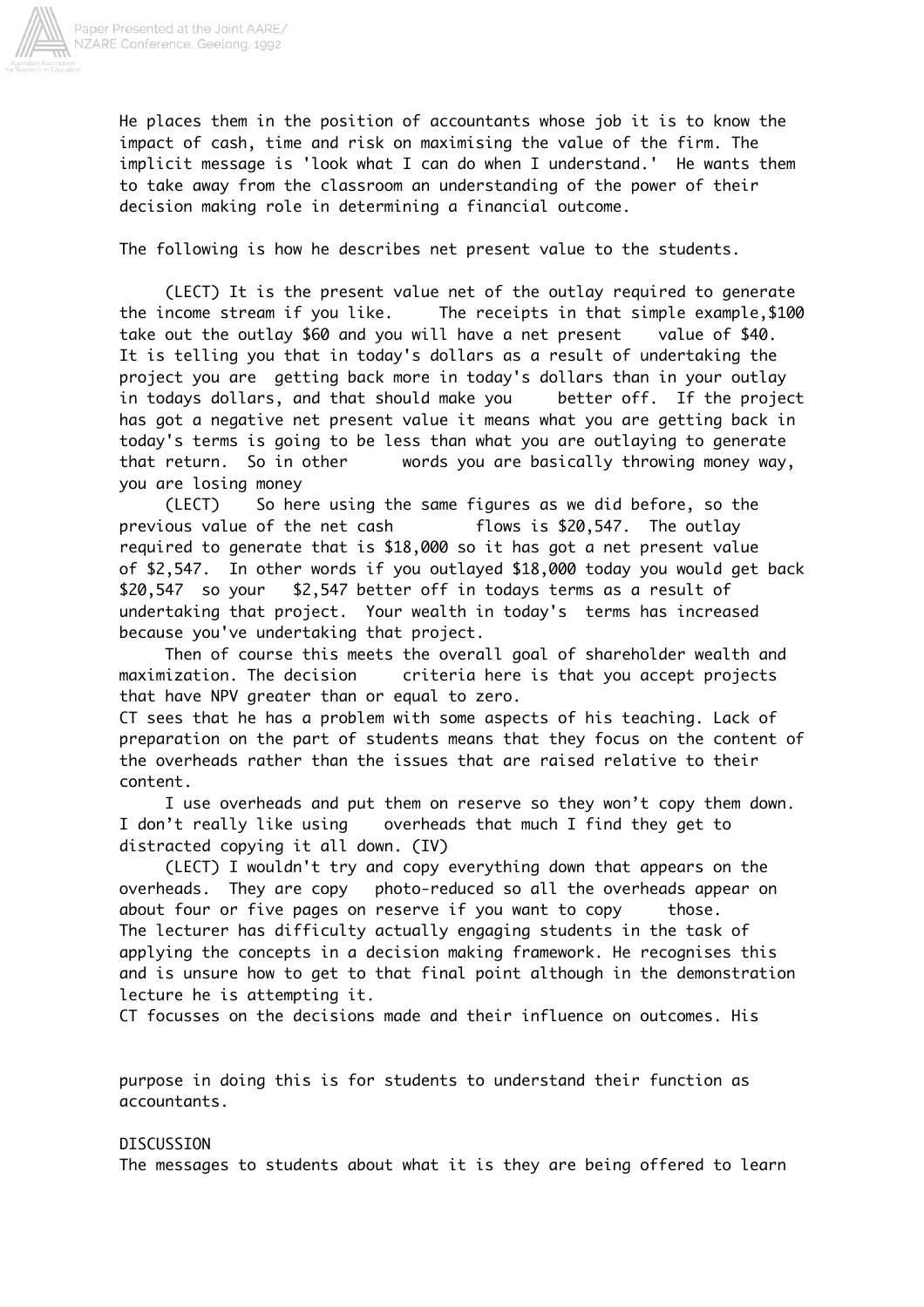He places them in the position of accountants whose job it is to know the impact of cash, time and risk on maximising the value of the firm. The implicit message is 'look what I can do when I understand.' He wants them to take away from the classroom an understanding of the power of their decision making role in determining a financial outcome.

The following is how he describes net present value to the students.

(LECT) It is the present value net of the outlay required to generate the income stream if you like. The receipts in that simple example,$100 take out the outlay $60 and you will have a net present value of $40. It is telling you that in today's dollars as a result of undertaking the project you are getting back more in today's dollars than in your outlay in todays dollars, and that should make you better off. If the project has got a negative net present value it means what you are getting back in today's terms is going to be less than what you are outlaying to generate that return. So in other words you are basically throwing money way, you are losing money

(LECT) So here using the same figures as we did before, so the previous value of the net cash flows is $20,547. The outlay required to generate that is $18,000 so it has got a net present value of $2,547. In other words if you outlayed $18,000 today you would get back $20,547 so your $2,547 better off in todays terms as a result of undertaking that project. Your wealth in today's terms has increased because you've undertaking that project.

Then of course this meets the overall goal of shareholder wealth and maximization. The decision criteria here is that you accept projects that have NPV greater than or equal to zero.

CT sees that he has a problem with some aspects of his teaching. Lack of preparation on the part of students means that they focus on the content of the overheads rather than the issues that are raised relative to their content.

I use overheads and put them on reserve so they won't copy them down. I don't really like using overheads that much I find they get to distracted copying it all down. (IV)

(LECT) I wouldn't try and copy everything down that appears on the overheads. They are copy photo-reduced so all the overheads appear on about four or five pages on reserve if you want to copy those.

The lecturer has difficulty actually engaging students in the task of applying the concepts in a decision making framework. He recognises this and is unsure how to get to that final point although in the demonstration lecture he is attempting it.

CT focusses on the decisions made and their influence on outcomes. His purpose in doing this is for students to understand their function as accountants.

DISCUSSION

The messages to students about what it is they are being offered to learn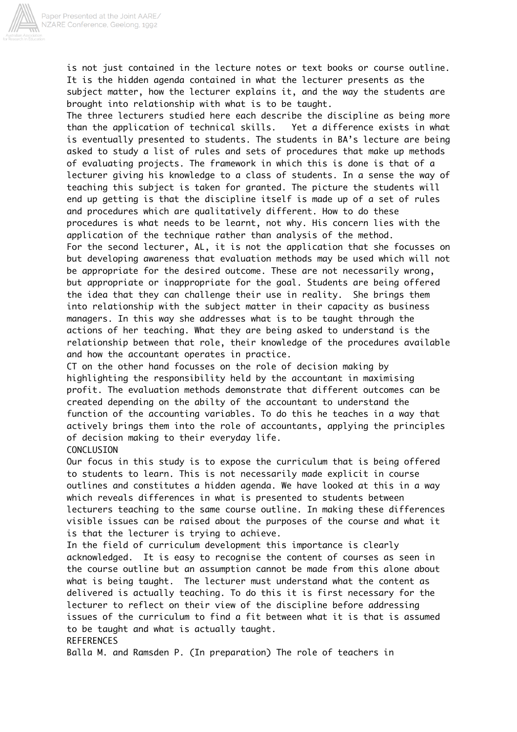is not just contained in the lecture notes or text books or course outline. It is the hidden agenda contained in what the lecturer presents as the subject matter, how the lecturer explains it, and the way the students are brought into relationship with what is to be taught.

The three lecturers studied here each describe the discipline as being more than the application of technical skills. Yet a difference exists in what is eventually presented to students. The students in BA's lecture are being asked to study a list of rules and sets of procedures that make up methods of evaluating projects. The framework in which this is done is that of a lecturer giving his knowledge to a class of students. In a sense the way of teaching this subject is taken for granted. The picture the students will end up getting is that the discipline itself is made up of a set of rules and procedures which are qualitatively different. How to do these procedures is what needs to be learnt, not why. His concern lies with the application of the technique rather than analysis of the method.

For the second lecturer, AL, it is not the application that she focusses on but developing awareness that evaluation methods may be used which will not be appropriate for the desired outcome. These are not necessarily wrong, but appropriate or inappropriate for the goal. Students are being offered the idea that they can challenge their use in reality. She brings them into relationship with the subject matter in their capacity as business managers. In this way she addresses what is to be taught through the actions of her teaching. What they are being asked to understand is the relationship between that role, their knowledge of the procedures available and how the accountant operates in practice.

CT on the other hand focusses on the role of decision making by highlighting the responsibility held by the accountant in maximising profit. The evaluation methods demonstrate that different outcomes can be created depending on the abilty of the accountant to understand the function of the accounting variables. To do this he teaches in a way that actively brings them into the role of accountants, applying the principles of decision making to their everyday life.

## CONCLUSION

Our focus in this study is to expose the curriculum that is being offered to students to learn. This is not necessarily made explicit in course outlines and constitutes a hidden agenda. We have looked at this in a way which reveals differences in what is presented to students between lecturers teaching to the same course outline. In making these differences visible issues can be raised about the purposes of the course and what it is that the lecturer is trying to achieve.

In the field of curriculum development this importance is clearly acknowledged. It is easy to recognise the content of courses as seen in the course outline but an assumption cannot be made from this alone about what is being taught. The lecturer must understand what the content as delivered is actually teaching. To do this it is first necessary for the lecturer to reflect on their view of the discipline before addressing issues of the curriculum to find a fit between what it is that is assumed to be taught and what is actually taught.

## REFERENCES

Balla M. and Ramsden P. (In preparation) The role of teachers in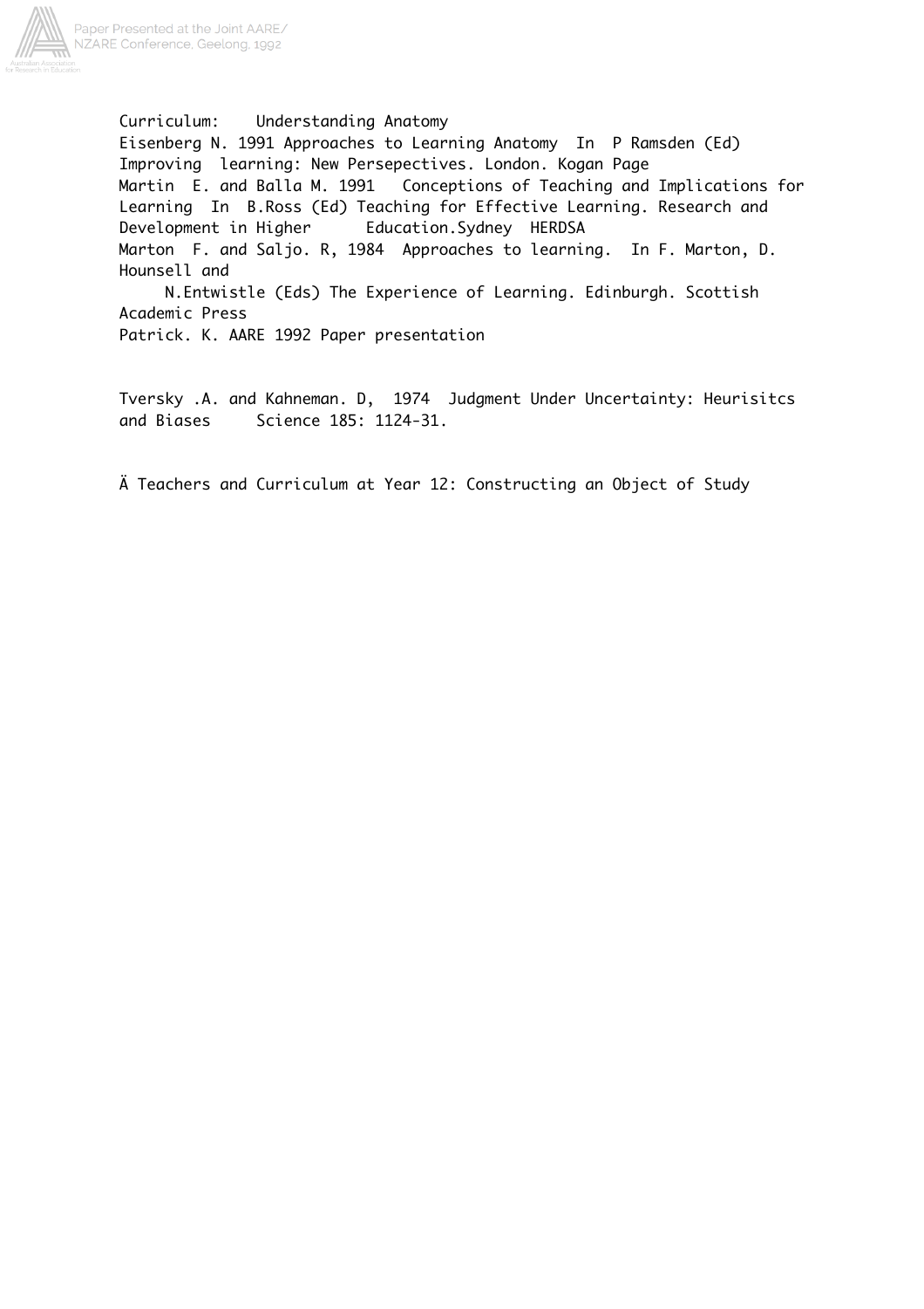Curriculum: Understanding Anatomy

Eisenberg N. 1991 Approaches to Learning Anatomy In P Ramsden (Ed) Improving learning: New Persepectives. London. Kogan Page

Martin E. and Balla M. 1991 Conceptions of Teaching and Implications for Learning In B.Ross (Ed) Teaching for Effective Learning. Research and Development in Higher Education.Sydney HERDSA

Marton F. and Saljo. R, 1984 Approaches to learning. In F. Marton, D. Hounsell and N.Entwistle (Eds) The Experience of Learning. Edinburgh. Scottish Academic Press

Patrick. K. AARE 1992 Paper presentation

Tversky .A. and Kahneman. D, 1974 Judgment Under Uncertainty: Heurisitcs and Biases Science 185: 1124-31.

Ä Teachers and Curriculum at Year 12: Constructing an Object of Study